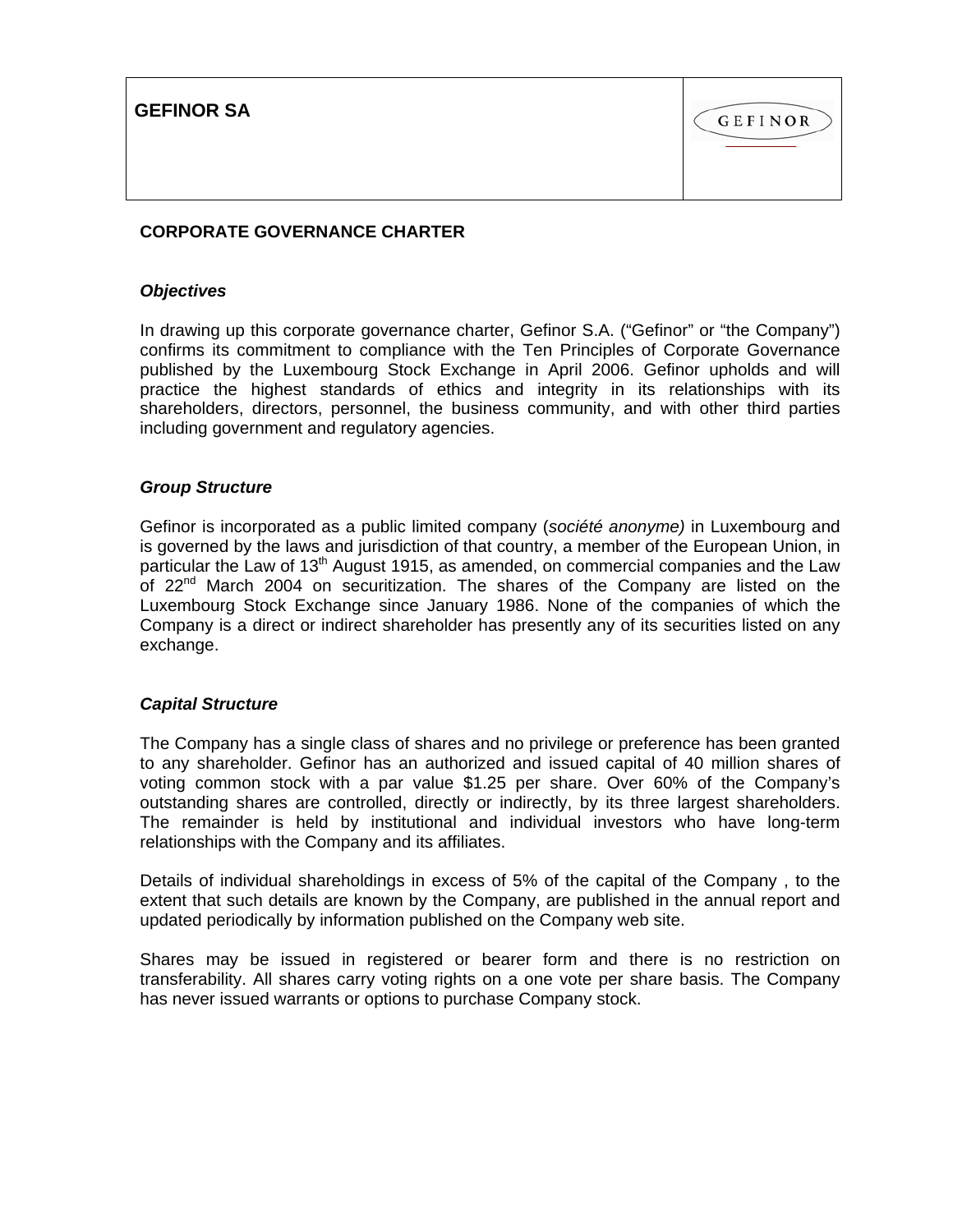**GEFINOR SA**

## CORPORATE GOVERNANCE CHARTER

### *Objectives*

In drawing up this corporate governance charter, Gefinor S.A. ("Gefinor" or "the Company") confirms its commitment to compliance with the Ten Principles of Corporate Governance published by the Luxembourg Stock Exchange in April 2006. Gefinor upholds and will practice the highest standards of ethics and integrity in its relationships with its shareholders, directors, personnel, the business community, and with other third parties including government and regulatory agencies.

### *Group Structure*

Gefinor is incorporated as a public limited company (*société anonyme)* in Luxembourg and is governed by the laws and jurisdiction of that country, a member of the European Union, in particular the Law of 13th August 1915, as amended, on commercial companies and the Law of 22nd March 2004 on securitization. The shares of the Company are listed on the Luxembourg Stock Exchange since January 1986. None of the companies of which the Company is a direct or indirect shareholder has presently any of its securities listed on any exchange.

### *Capital Structure*

The Company has a single class of shares and no privilege or preference has been granted to any shareholder. Gefinor has an authorized and issued capital of 40 million shares of voting common stock with a par value $1.25 per share. Over 60% of the Company's outstanding shares are controlled, directly or indirectly, by its three largest shareholders. The remainder is held by institutional and individual investors who have long-term relationships with the Company and its affiliates.

Details of individual shareholdings in excess of 5% of the capital of the Company , to the extent that such details are known by the Company, are published in the annual report and updated periodically by information published on the Company web site.

Shares may be issued in registered or bearer form and there is no restriction on transferability. All shares carry voting rights on a one vote per share basis. The Company has never issued warrants or options to purchase Company stock.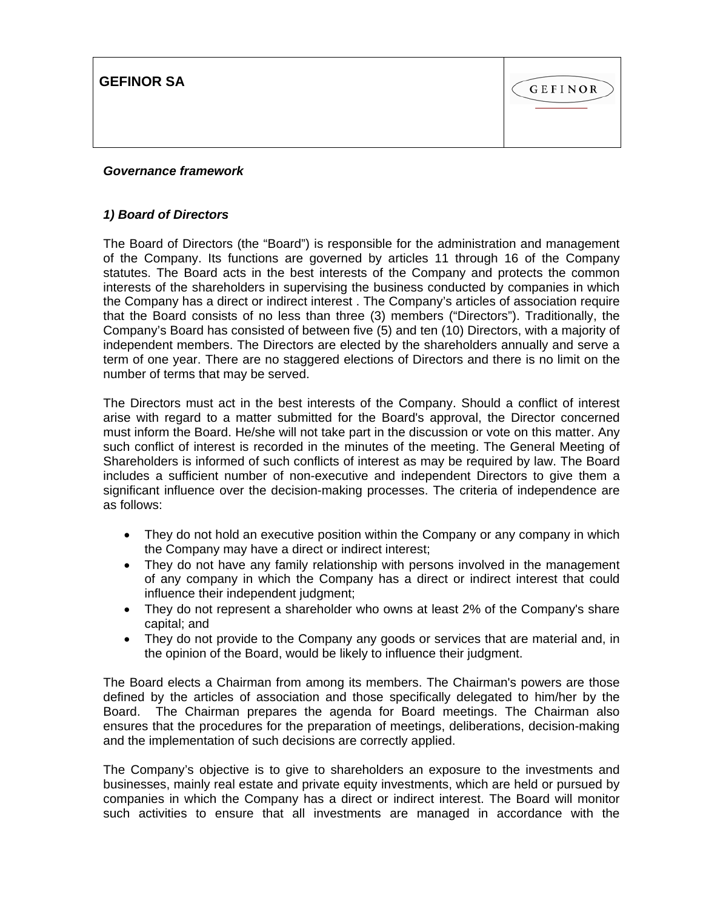*Governance framework*

## *1) Board of Directors*

The Board of Directors (the "Board") is responsible for the administration and management of the Company. Its functions are governed by articles 11 through 16 of the Company statutes. The Board acts in the best interests of the Company and protects the common interests of the shareholders in supervising the business conducted by companies in which the Company has a direct or indirect interest . The Company's articles of association require that the Board consists of no less than three (3) members ("Directors"). Traditionally, the Company's Board has consisted of between five (5) and ten (10) Directors, with a majority of independent members. The Directors are elected by the shareholders annually and serve a term of one year. There are no staggered elections of Directors and there is no limit on the number of terms that may be served.

The Directors must act in the best interests of the Company. Should a conflict of interest arise with regard to a matter submitted for the Board's approval, the Director concerned must inform the Board. He/she will not take part in the discussion or vote on this matter. Any such conflict of interest is recorded in the minutes of the meeting. The General Meeting of Shareholders is informed of such conflicts of interest as may be required by law. The Board includes a sufficient number of non-executive and independent Directors to give them a significant influence over the decision-making processes. The criteria of independence are as follows:

- They do not hold an executive position within the Company or any company in which the Company may have a direct or indirect interest;
- They do not have any family relationship with persons involved in the management of any company in which the Company has a direct or indirect interest that could influence their independent judgment;
- They do not represent a shareholder who owns at least 2% of the Company's share capital; and
- They do not provide to the Company any goods or services that are material and, in the opinion of the Board, would be likely to influence their judgment.

The Board elects a Chairman from among its members. The Chairman's powers are those defined by the articles of association and those specifically delegated to him/her by the Board. The Chairman prepares the agenda for Board meetings. The Chairman also ensures that the procedures for the preparation of meetings, deliberations, decision-making and the implementation of such decisions are correctly applied.

The Company's objective is to give to shareholders an exposure to the investments and businesses, mainly real estate and private equity investments, which are held or pursued by companies in which the Company has a direct or indirect interest. The Board will monitor such activities to ensure that all investments are managed in accordance with the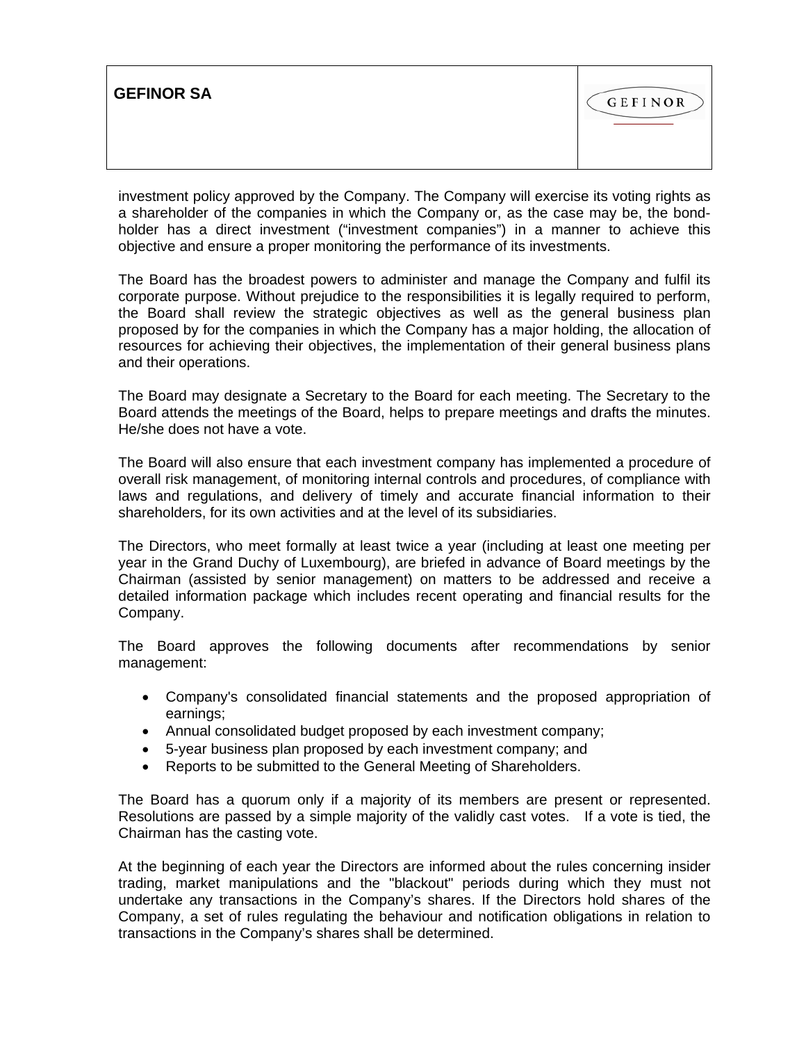investment policy approved by the Company. The Company will exercise its voting rights as a shareholder of the companies in which the Company or, as the case may be, the bond-holder has a direct investment ("investment companies") in a manner to achieve this objective and ensure a proper monitoring the performance of its investments.

The Board has the broadest powers to administer and manage the Company and fulfil its corporate purpose. Without prejudice to the responsibilities it is legally required to perform, the Board shall review the strategic objectives as well as the general business plan proposed by for the companies in which the Company has a major holding, the allocation of resources for achieving their objectives, the implementation of their general business plans and their operations.

The Board may designate a Secretary to the Board for each meeting. The Secretary to the Board attends the meetings of the Board, helps to prepare meetings and drafts the minutes. He/she does not have a vote.

The Board will also ensure that each investment company has implemented a procedure of overall risk management, of monitoring internal controls and procedures, of compliance with laws and regulations, and delivery of timely and accurate financial information to their shareholders, for its own activities and at the level of its subsidiaries.

The Directors, who meet formally at least twice a year (including at least one meeting per year in the Grand Duchy of Luxembourg), are briefed in advance of Board meetings by the Chairman (assisted by senior management) on matters to be addressed and receive a detailed information package which includes recent operating and financial results for the Company.

The Board approves the following documents after recommendations by senior management:

- Company's consolidated financial statements and the proposed appropriation of earnings;
- Annual consolidated budget proposed by each investment company;
- 5-year business plan proposed by each investment company; and
- Reports to be submitted to the General Meeting of Shareholders.

The Board has a quorum only if a majority of its members are present or represented. Resolutions are passed by a simple majority of the validly cast votes. If a vote is tied, the Chairman has the casting vote.

At the beginning of each year the Directors are informed about the rules concerning insider trading, market manipulations and the "blackout" periods during which they must not undertake any transactions in the Company's shares. If the Directors hold shares of the Company, a set of rules regulating the behaviour and notification obligations in relation to transactions in the Company's shares shall be determined.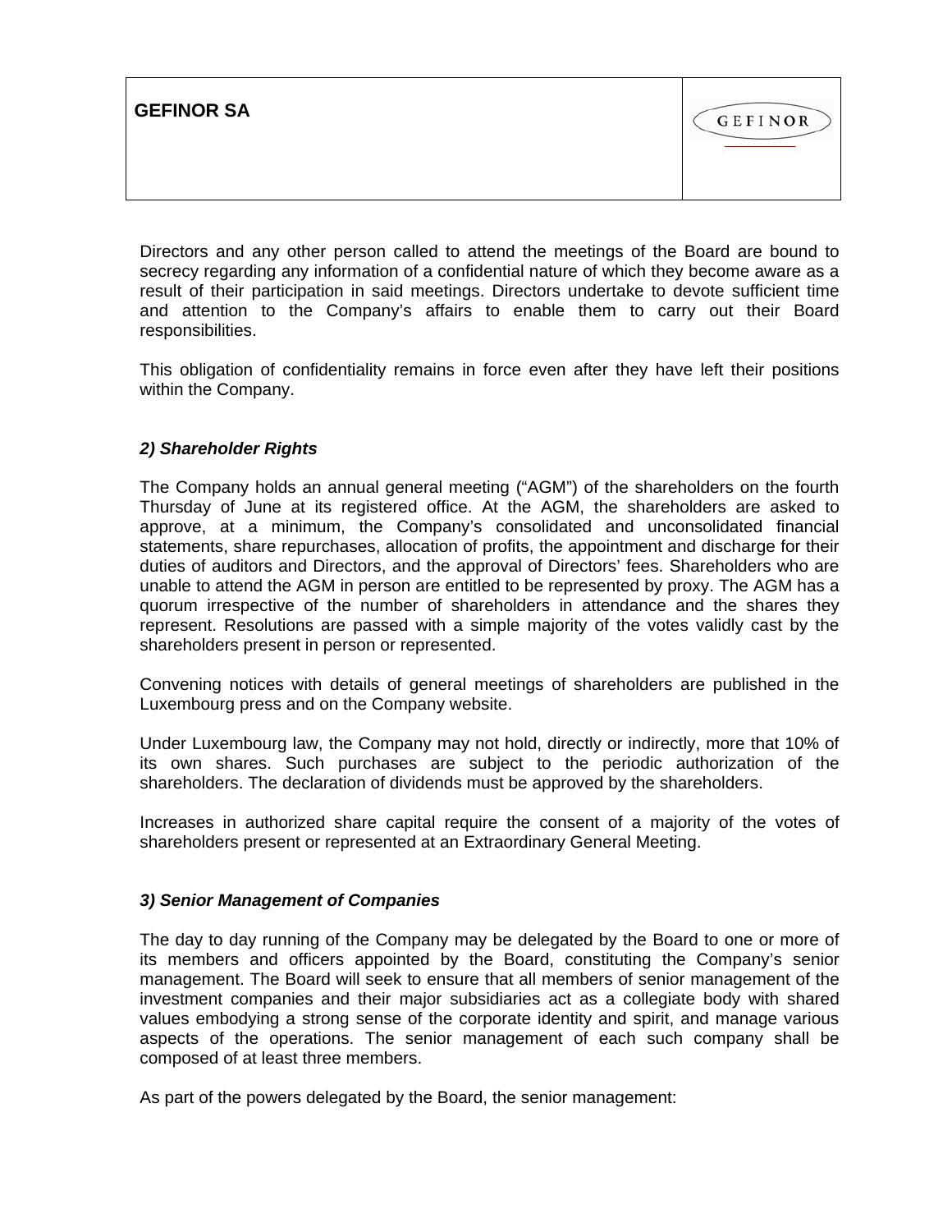Directors and any other person called to attend the meetings of the Board are bound to secrecy regarding any information of a confidential nature of which they become aware as a result of their participation in said meetings. Directors undertake to devote sufficient time and attention to the Company's affairs to enable them to carry out their Board responsibilities.

This obligation of confidentiality remains in force even after they have left their positions within the Company.

### *2) Shareholder Rights*

The Company holds an annual general meeting ("AGM") of the shareholders on the fourth Thursday of June at its registered office. At the AGM, the shareholders are asked to approve, at a minimum, the Company's consolidated and unconsolidated financial statements, share repurchases, allocation of profits, the appointment and discharge for their duties of auditors and Directors, and the approval of Directors' fees. Shareholders who are unable to attend the AGM in person are entitled to be represented by proxy. The AGM has a quorum irrespective of the number of shareholders in attendance and the shares they represent. Resolutions are passed with a simple majority of the votes validly cast by the shareholders present in person or represented.

Convening notices with details of general meetings of shareholders are published in the Luxembourg press and on the Company website.

Under Luxembourg law, the Company may not hold, directly or indirectly, more that 10% of its own shares. Such purchases are subject to the periodic authorization of the shareholders. The declaration of dividends must be approved by the shareholders.

Increases in authorized share capital require the consent of a majority of the votes of shareholders present or represented at an Extraordinary General Meeting.

### *3) Senior Management of Companies*

The day to day running of the Company may be delegated by the Board to one or more of its members and officers appointed by the Board, constituting the Company's senior management. The Board will seek to ensure that all members of senior management of the investment companies and their major subsidiaries act as a collegiate body with shared values embodying a strong sense of the corporate identity and spirit, and manage various aspects of the operations. The senior management of each such company shall be composed of at least three members.

As part of the powers delegated by the Board, the senior management: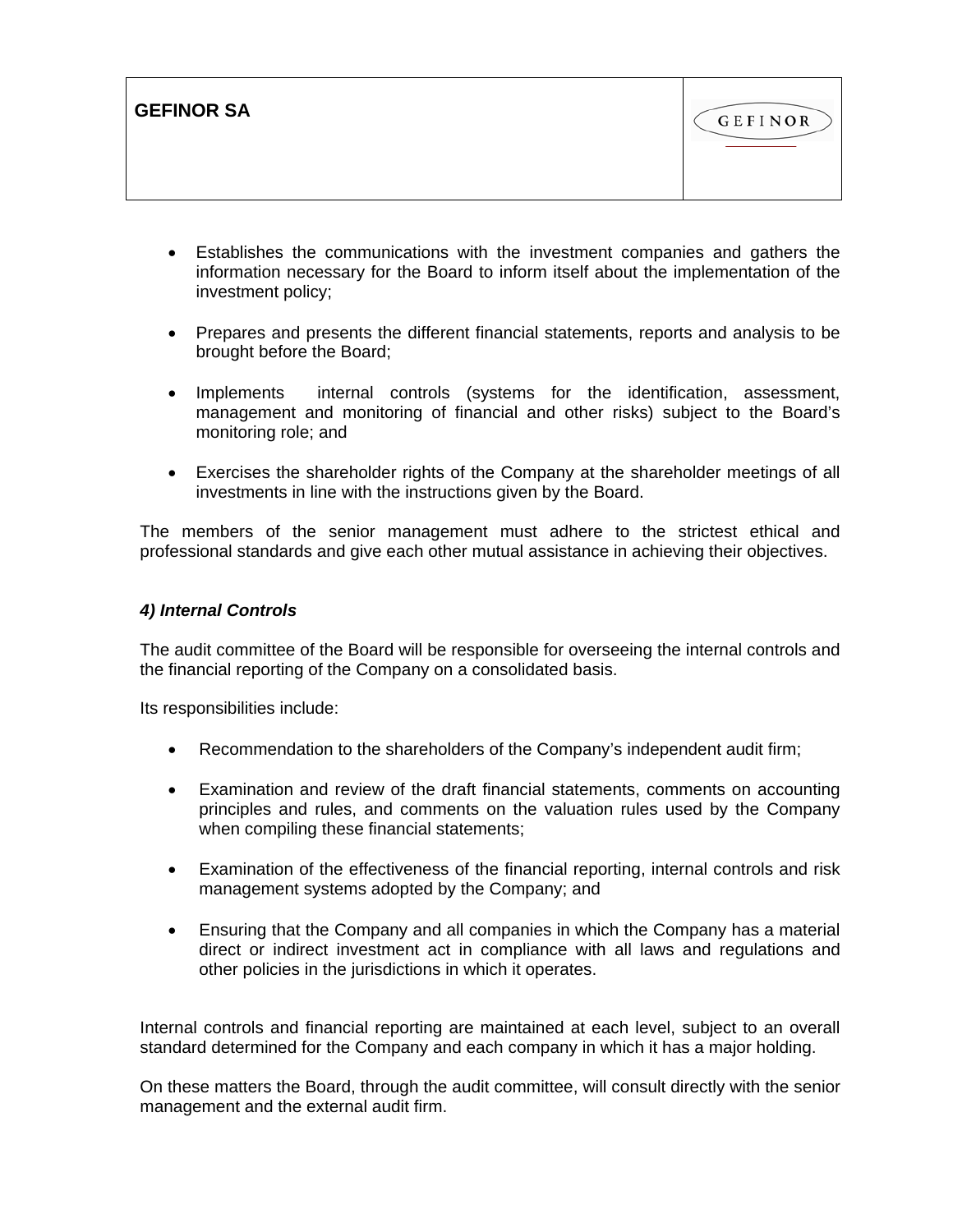- Establishes the communications with the investment companies and gathers the information necessary for the Board to inform itself about the implementation of the investment policy;

- Prepares and presents the different financial statements, reports and analysis to be brought before the Board;

- Implements internal controls (systems for the identification, assessment, management and monitoring of financial and other risks) subject to the Board's monitoring role; and

- Exercises the shareholder rights of the Company at the shareholder meetings of all investments in line with the instructions given by the Board.

The members of the senior management must adhere to the strictest ethical and professional standards and give each other mutual assistance in achieving their objectives.

### *4) Internal Controls*

The audit committee of the Board will be responsible for overseeing the internal controls and the financial reporting of the Company on a consolidated basis.

Its responsibilities include:

- Recommendation to the shareholders of the Company's independent audit firm;

- Examination and review of the draft financial statements, comments on accounting principles and rules, and comments on the valuation rules used by the Company when compiling these financial statements;

- Examination of the effectiveness of the financial reporting, internal controls and risk management systems adopted by the Company; and

- Ensuring that the Company and all companies in which the Company has a material direct or indirect investment act in compliance with all laws and regulations and other policies in the jurisdictions in which it operates.

Internal controls and financial reporting are maintained at each level, subject to an overall standard determined for the Company and each company in which it has a major holding.

On these matters the Board, through the audit committee, will consult directly with the senior management and the external audit firm.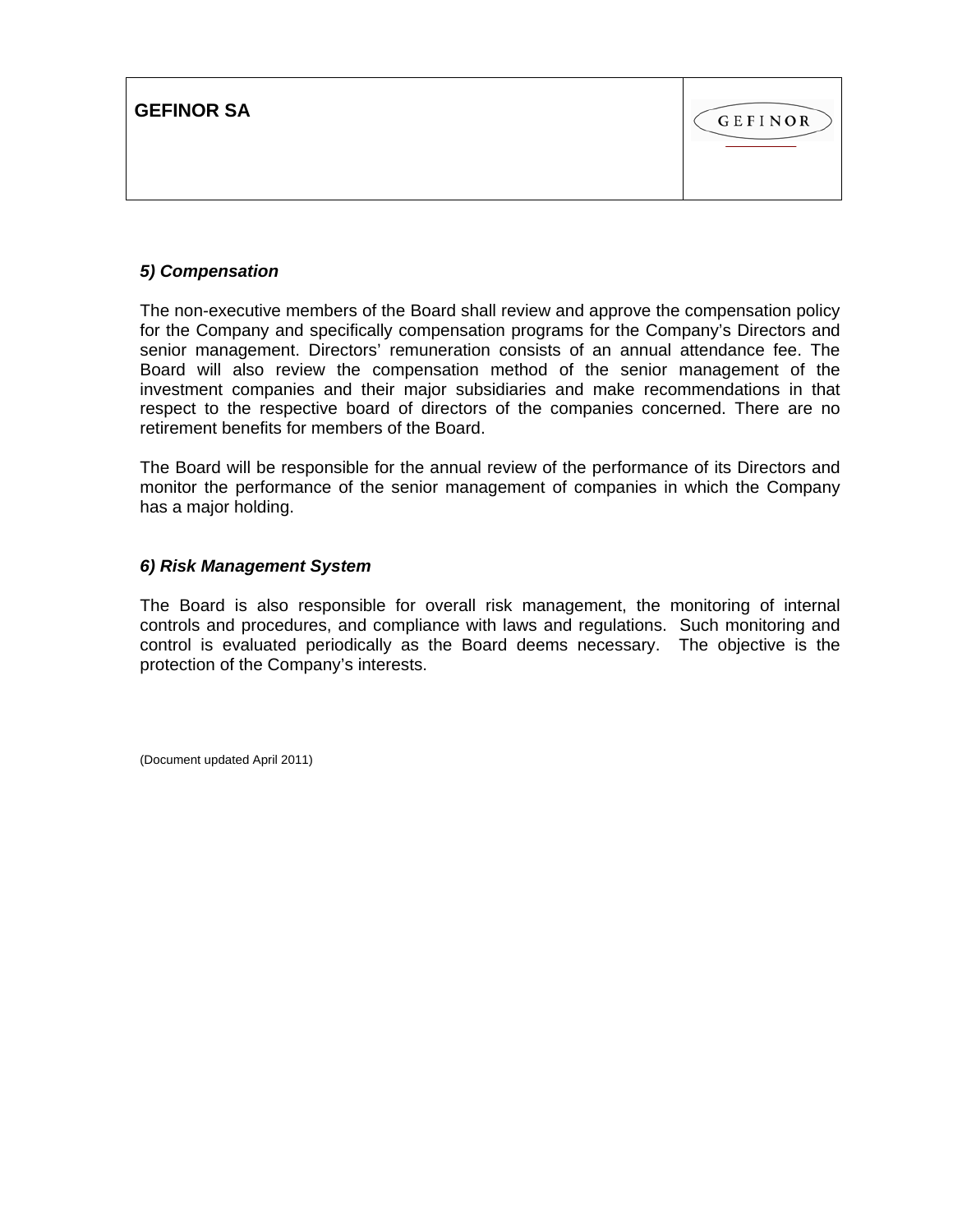### *5) Compensation*

The non-executive members of the Board shall review and approve the compensation policy for the Company and specifically compensation programs for the Company's Directors and senior management. Directors' remuneration consists of an annual attendance fee. The Board will also review the compensation method of the senior management of the investment companies and their major subsidiaries and make recommendations in that respect to the respective board of directors of the companies concerned. There are no retirement benefits for members of the Board.

The Board will be responsible for the annual review of the performance of its Directors and monitor the performance of the senior management of companies in which the Company has a major holding.

### *6) Risk Management System*

The Board is also responsible for overall risk management, the monitoring of internal controls and procedures, and compliance with laws and regulations. Such monitoring and control is evaluated periodically as the Board deems necessary. The objective is the protection of the Company's interests.

(Document updated April 2011)